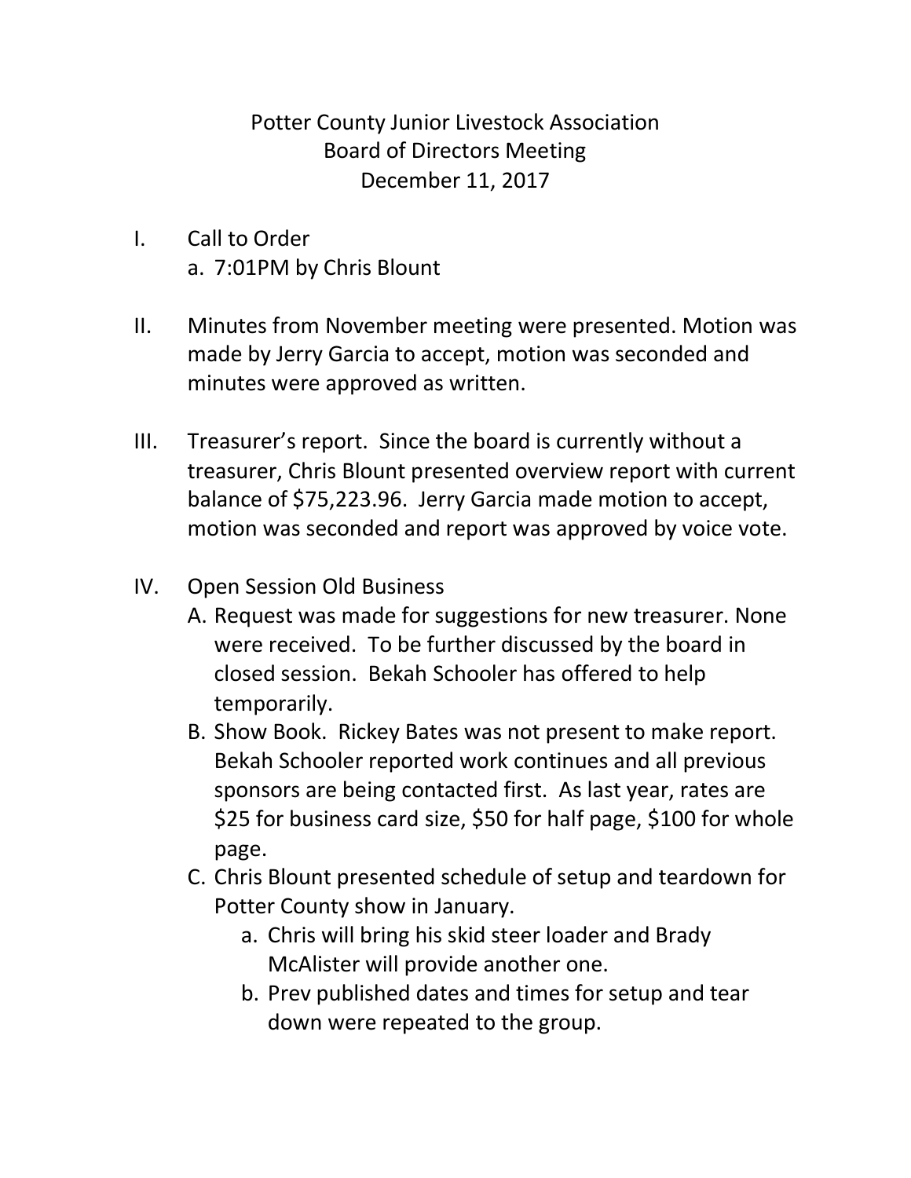# Potter County Junior Livestock Association
## Board of Directors Meeting
### December 11, 2017

I. Call to Order
   a. 7:01PM by Chris Blount

II. Minutes from November meeting were presented. Motion was made by Jerry Garcia to accept, motion was seconded and minutes were approved as written.

III. Treasurer's report. Since the board is currently without a treasurer, Chris Blount presented overview report with current balance of $75,223.96. Jerry Garcia made motion to accept, motion was seconded and report was approved by voice vote.

IV. Open Session Old Business
   A. Request was made for suggestions for new treasurer. None were received. To be further discussed by the board in closed session. Bekah Schooler has offered to help temporarily.
   B. Show Book. Rickey Bates was not present to make report. Bekah Schooler reported work continues and all previous sponsors are being contacted first. As last year, rates are $25 for business card size, $50 for half page, $100 for whole page.
   C. Chris Blount presented schedule of setup and teardown for Potter County show in January.
      a. Chris will bring his skid steer loader and Brady McAlister will provide another one.
      b. Prev published dates and times for setup and tear down were repeated to the group.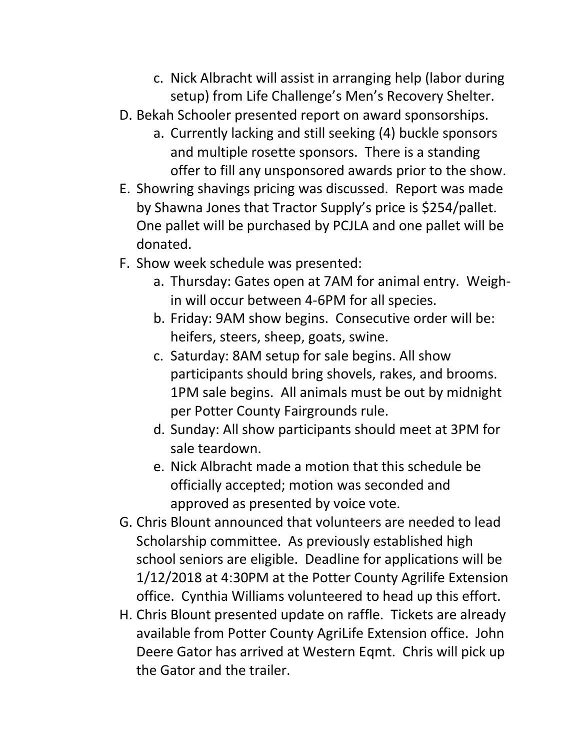c. Nick Albracht will assist in arranging help (labor during setup) from Life Challenge's Men's Recovery Shelter.

D. Bekah Schooler presented report on award sponsorships.
   a. Currently lacking and still seeking (4) buckle sponsors and multiple rosette sponsors. There is a standing offer to fill any unsponsored awards prior to the show.

E. Showring shavings pricing was discussed. Report was made by Shawna Jones that Tractor Supply's price is $254/pallet. One pallet will be purchased by PCJLA and one pallet will be donated.

F. Show week schedule was presented:
   a. Thursday: Gates open at 7AM for animal entry. Weigh-in will occur between 4-6PM for all species.
   b. Friday: 9AM show begins. Consecutive order will be: heifers, steers, sheep, goats, swine.
   c. Saturday: 8AM setup for sale begins. All show participants should bring shovels, rakes, and brooms. 1PM sale begins. All animals must be out by midnight per Potter County Fairgrounds rule.
   d. Sunday: All show participants should meet at 3PM for sale teardown.
   e. Nick Albracht made a motion that this schedule be officially accepted; motion was seconded and approved as presented by voice vote.

G. Chris Blount announced that volunteers are needed to lead Scholarship committee. As previously established high school seniors are eligible. Deadline for applications will be 1/12/2018 at 4:30PM at the Potter County Agrilife Extension office. Cynthia Williams volunteered to head up this effort.

H. Chris Blount presented update on raffle. Tickets are already available from Potter County AgriLife Extension office. John Deere Gator has arrived at Western Eqmt. Chris will pick up the Gator and the trailer.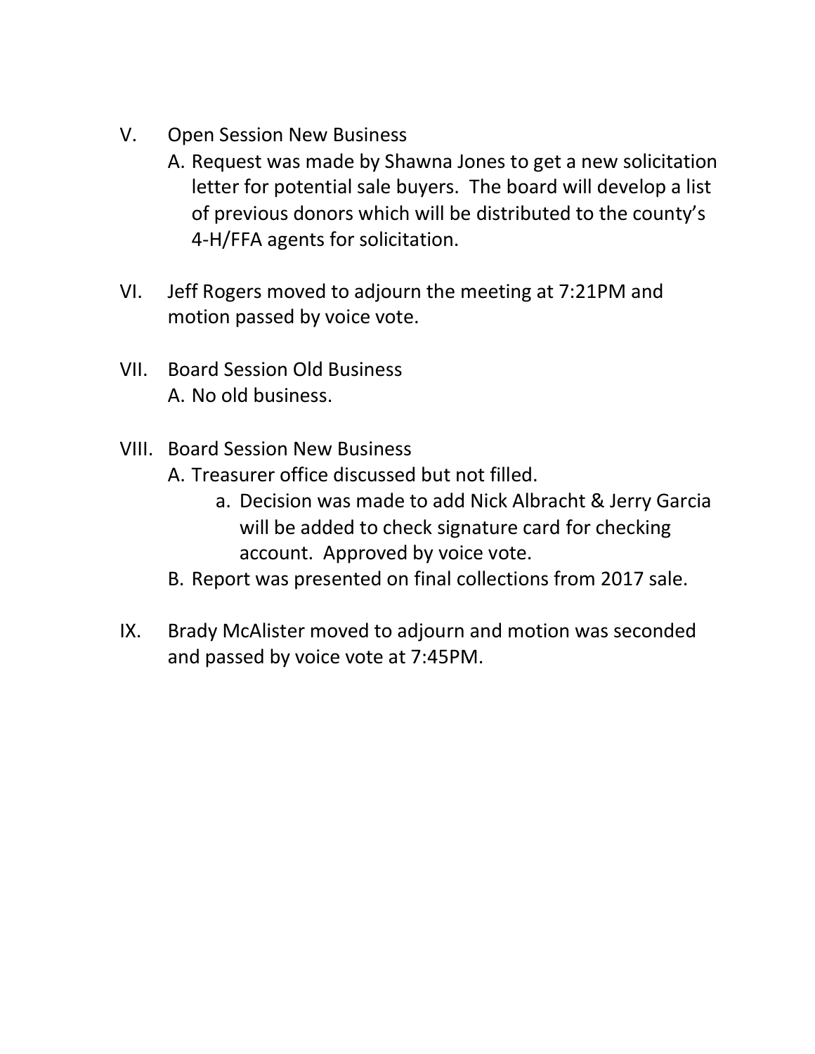V. Open Session New Business
   A. Request was made by Shawna Jones to get a new solicitation letter for potential sale buyers. The board will develop a list of previous donors which will be distributed to the county's 4-H/FFA agents for solicitation.

VI. Jeff Rogers moved to adjourn the meeting at 7:21PM and motion passed by voice vote.

VII. Board Session Old Business
   A. No old business.

VIII. Board Session New Business
   A. Treasurer office discussed but not filled.
      a. Decision was made to add Nick Albracht & Jerry Garcia will be added to check signature card for checking account. Approved by voice vote.
   B. Report was presented on final collections from 2017 sale.

IX. Brady McAlister moved to adjourn and motion was seconded and passed by voice vote at 7:45PM.